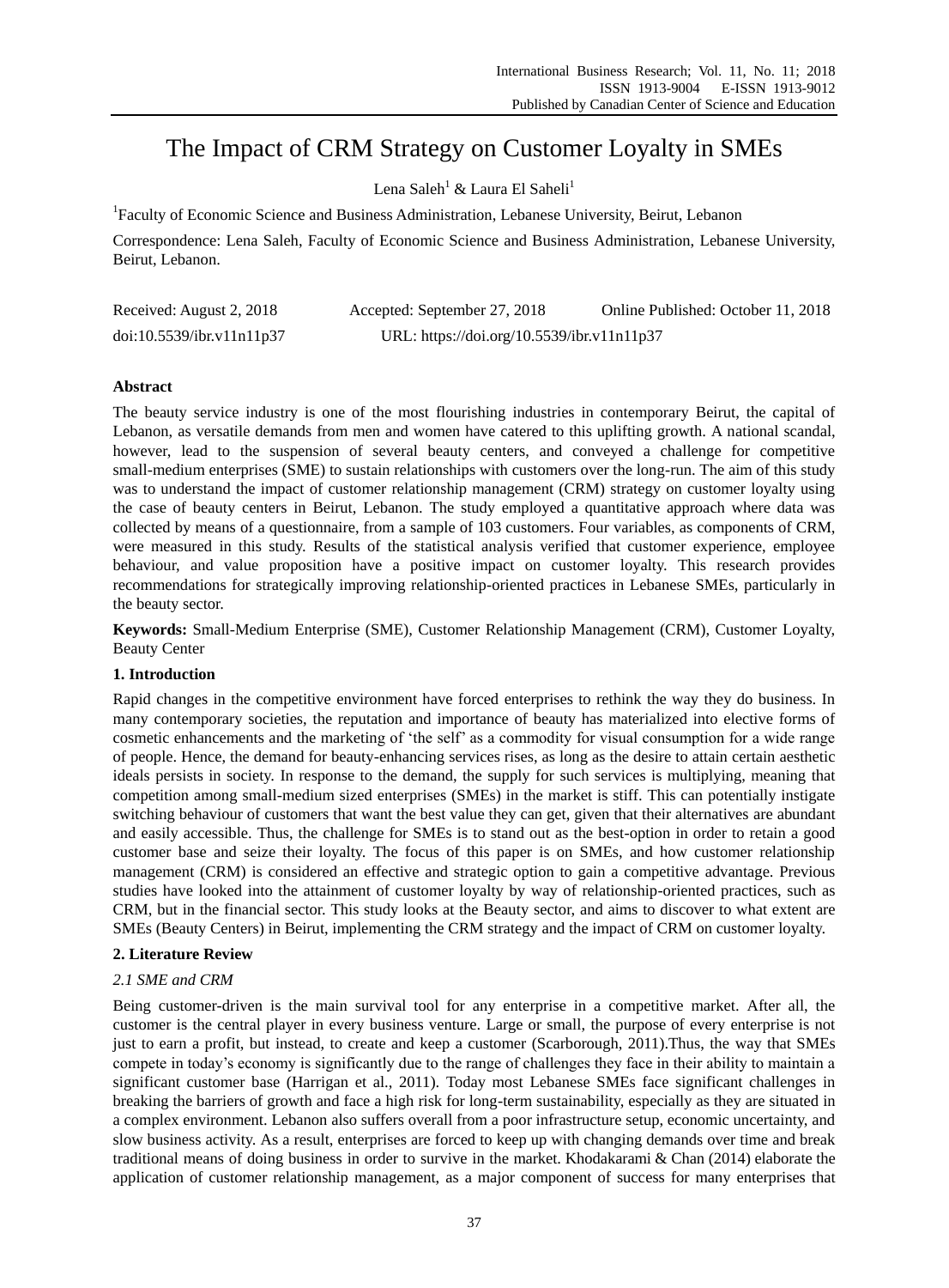# The Impact of CRM Strategy on Customer Loyalty in SMEs

Lena Saleh[1] & Laura El Saheli[1]

[1]Faculty of Economic Science and Business Administration, Lebanese University, Beirut, Lebanon

Correspondence: Lena Saleh, Faculty of Economic Science and Business Administration, Lebanese University, Beirut, Lebanon.

Received: August 2, 2018 Accepted: September 27, 2018 Online Published: October 11, 2018

doi:10.5539/ibr.v11n11p37 URL: https://doi.org/10.5539/ibr.v11n11p37

## Abstract

The beauty service industry is one of the most flourishing industries in contemporary Beirut, the capital of Lebanon, as versatile demands from men and women have catered to this uplifting growth. A national scandal, however, lead to the suspension of several beauty centers, and conveyed a challenge for competitive small-medium enterprises (SME) to sustain relationships with customers over the long-run. The aim of this study was to understand the impact of customer relationship management (CRM) strategy on customer loyalty using the case of beauty centers in Beirut, Lebanon. The study employed a quantitative approach where data was collected by means of a questionnaire, from a sample of 103 customers. Four variables, as components of CRM, were measured in this study. Results of the statistical analysis verified that customer experience, employee behaviour, and value proposition have a positive impact on customer loyalty. This research provides recommendations for strategically improving relationship-oriented practices in Lebanese SMEs, particularly in the beauty sector.

**Keywords:** Small-Medium Enterprise (SME), Customer Relationship Management (CRM), Customer Loyalty, Beauty Center

## 1. Introduction

Rapid changes in the competitive environment have forced enterprises to rethink the way they do business. In many contemporary societies, the reputation and importance of beauty has materialized into elective forms of cosmetic enhancements and the marketing of 'the self' as a commodity for visual consumption for a wide range of people. Hence, the demand for beauty-enhancing services rises, as long as the desire to attain certain aesthetic ideals persists in society. In response to the demand, the supply for such services is multiplying, meaning that competition among small-medium sized enterprises (SMEs) in the market is stiff. This can potentially instigate switching behaviour of customers that want the best value they can get, given that their alternatives are abundant and easily accessible. Thus, the challenge for SMEs is to stand out as the best-option in order to retain a good customer base and seize their loyalty. The focus of this paper is on SMEs, and how customer relationship management (CRM) is considered an effective and strategic option to gain a competitive advantage. Previous studies have looked into the attainment of customer loyalty by way of relationship-oriented practices, such as CRM, but in the financial sector. This study looks at the Beauty sector, and aims to discover to what extent are SMEs (Beauty Centers) in Beirut, implementing the CRM strategy and the impact of CRM on customer loyalty.

## 2. Literature Review

### *2.1 SME and CRM*

Being customer-driven is the main survival tool for any enterprise in a competitive market. After all, the customer is the central player in every business venture. Large or small, the purpose of every enterprise is not just to earn a profit, but instead, to create and keep a customer (Scarborough, 2011).Thus, the way that SMEs compete in today's economy is significantly due to the range of challenges they face in their ability to maintain a significant customer base (Harrigan et al., 2011). Today most Lebanese SMEs face significant challenges in breaking the barriers of growth and face a high risk for long-term sustainability, especially as they are situated in a complex environment. Lebanon also suffers overall from a poor infrastructure setup, economic uncertainty, and slow business activity. As a result, enterprises are forced to keep up with changing demands over time and break traditional means of doing business in order to survive in the market. Khodakarami & Chan (2014) elaborate the application of customer relationship management, as a major component of success for many enterprises that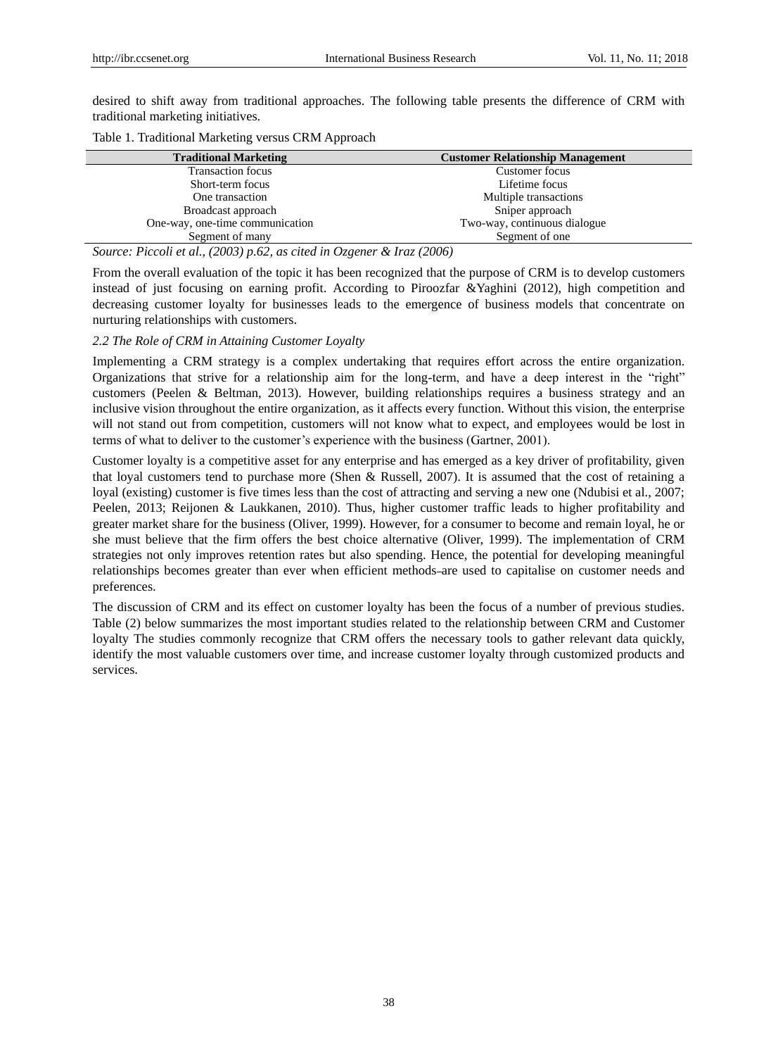desired to shift away from traditional approaches. The following table presents the difference of CRM with traditional marketing initiatives.

Table 1. Traditional Marketing versus CRM Approach

| Traditional Marketing | Customer Relationship Management |
|---|---|
| Transaction focus | Customer focus |
| Short-term focus | Lifetime focus |
| One transaction | Multiple transactions |
| Broadcast approach | Sniper approach |
| One-way, one-time communication | Two-way, continuous dialogue |
| Segment of many | Segment of one |

*Source: Piccoli et al., (2003) p.62, as cited in Ozgener & Iraz (2006)*

From the overall evaluation of the topic it has been recognized that the purpose of CRM is to develop customers instead of just focusing on earning profit. According to Piroozfar &Yaghini (2012), high competition and decreasing customer loyalty for businesses leads to the emergence of business models that concentrate on nurturing relationships with customers.

*2.2 The Role of CRM in Attaining Customer Loyalty*

Implementing a CRM strategy is a complex undertaking that requires effort across the entire organization. Organizations that strive for a relationship aim for the long-term, and have a deep interest in the "right" customers (Peelen & Beltman, 2013). However, building relationships requires a business strategy and an inclusive vision throughout the entire organization, as it affects every function. Without this vision, the enterprise will not stand out from competition, customers will not know what to expect, and employees would be lost in terms of what to deliver to the customer's experience with the business (Gartner, 2001).

Customer loyalty is a competitive asset for any enterprise and has emerged as a key driver of profitability, given that loyal customers tend to purchase more (Shen & Russell, 2007). It is assumed that the cost of retaining a loyal (existing) customer is five times less than the cost of attracting and serving a new one (Ndubisi et al., 2007; Peelen, 2013; Reijonen & Laukkanen, 2010). Thus, higher customer traffic leads to higher profitability and greater market share for the business (Oliver, 1999). However, for a consumer to become and remain loyal, he or she must believe that the firm offers the best choice alternative (Oliver, 1999). The implementation of CRM strategies not only improves retention rates but also spending. Hence, the potential for developing meaningful relationships becomes greater than ever when efficient methods are used to capitalise on customer needs and preferences.

The discussion of CRM and its effect on customer loyalty has been the focus of a number of previous studies. Table (2) below summarizes the most important studies related to the relationship between CRM and Customer loyalty The studies commonly recognize that CRM offers the necessary tools to gather relevant data quickly, identify the most valuable customers over time, and increase customer loyalty through customized products and services.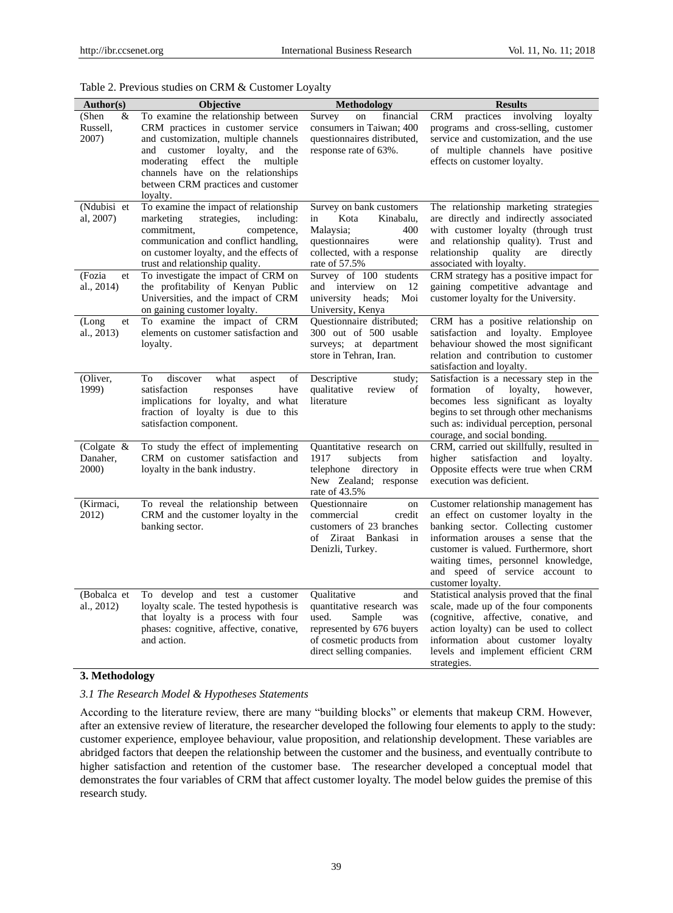Table 2. Previous studies on CRM & Customer Loyalty

| Author(s) | Objective | Methodology | Results |
|---|---|---|---|
| (Shen & Russell, 2007) | To examine the relationship between CRM practices in customer service and customization, multiple channels and customer loyalty, and the moderating effect the multiple channels have on the relationships between CRM practices and customer loyalty. | Survey on financial consumers in Taiwan; 400 questionnaires distributed, response rate of 63%. | CRM practices involving loyalty programs and cross-selling, customer service and customization, and the use of multiple channels have positive effects on customer loyalty. |
| (Ndubisi et al, 2007) | To examine the impact of relationship marketing strategies, including: commitment, competence, communication and conflict handling, on customer loyalty, and the effects of trust and relationship quality. | Survey on bank customers in Kota Kinabalu, Malaysia; 400 questionnaires were collected, with a response rate of 57.5% | The relationship marketing strategies are directly and indirectly associated with customer loyalty (through trust and relationship quality). Trust and relationship quality are directly associated with loyalty. |
| (Fozia et al., 2014) | To investigate the impact of CRM on the profitability of Kenyan Public Universities, and the impact of CRM on gaining customer loyalty. | Survey of 100 students and interview on 12 university heads; Moi University, Kenya | CRM strategy has a positive impact for gaining competitive advantage and customer loyalty for the University. |
| (Long et al., 2013) | To examine the impact of CRM elements on customer satisfaction and loyalty. | Questionnaire distributed; 300 out of 500 usable surveys; at department store in Tehran, Iran. | CRM has a positive relationship on satisfaction and loyalty. Employee behaviour showed the most significant relation and contribution to customer satisfaction and loyalty. |
| (Oliver, 1999) | To discover what aspect of satisfaction responses have implications for loyalty, and what fraction of loyalty is due to this satisfaction component. | Descriptive study; qualitative review of literature | Satisfaction is a necessary step in the formation of loyalty, however, becomes less significant as loyalty begins to set through other mechanisms such as: individual perception, personal courage, and social bonding. |
| (Colgate & Danaher, 2000) | To study the effect of implementing CRM on customer satisfaction and loyalty in the bank industry. | Quantitative research on 1917 subjects from telephone directory in New Zealand; response rate of 43.5% | CRM, carried out skillfully, resulted in higher satisfaction and loyalty. Opposite effects were true when CRM execution was deficient. |
| (Kirmaci, 2012) | To reveal the relationship between CRM and the customer loyalty in the banking sector. | Questionnaire on commercial credit customers of 23 branches of Ziraat Bankasi in Denizli, Turkey. | Customer relationship management has an effect on customer loyalty in the banking sector. Collecting customer information arouses a sense that the customer is valued. Furthermore, short waiting times, personnel knowledge, and speed of service account to customer loyalty. |
| (Bobalca et al., 2012) | To develop and test a customer loyalty scale. The tested hypothesis is that loyalty is a process with four phases: cognitive, affective, conative, and action. | Qualitative and quantitative research was used. Sample was represented by 676 buyers of cosmetic products from direct selling companies. | Statistical analysis proved that the final scale, made up of the four components (cognitive, affective, conative, and action loyalty) can be used to collect information about customer loyalty levels and implement efficient CRM strategies. |

## 3. Methodology

### *3.1 The Research Model & Hypotheses Statements*

According to the literature review, there are many "building blocks" or elements that makeup CRM. However, after an extensive review of literature, the researcher developed the following four elements to apply to the study: customer experience, employee behaviour, value proposition, and relationship development. These variables are abridged factors that deepen the relationship between the customer and the business, and eventually contribute to higher satisfaction and retention of the customer base. The researcher developed a conceptual model that demonstrates the four variables of CRM that affect customer loyalty. The model below guides the premise of this research study.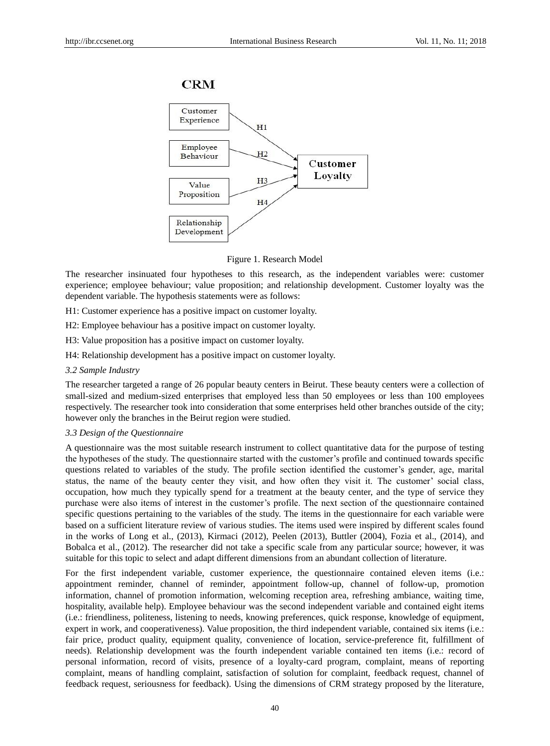Figure 1. Research Model

The researcher insinuated four hypotheses to this research, as the independent variables were: customer experience; employee behaviour; value proposition; and relationship development. Customer loyalty was the dependent variable. The hypothesis statements were as follows:

H1: Customer experience has a positive impact on customer loyalty.

H2: Employee behaviour has a positive impact on customer loyalty.

H3: Value proposition has a positive impact on customer loyalty.

H4: Relationship development has a positive impact on customer loyalty.

*3.2 Sample Industry*

The researcher targeted a range of 26 popular beauty centers in Beirut. These beauty centers were a collection of small-sized and medium-sized enterprises that employed less than 50 employees or less than 100 employees respectively. The researcher took into consideration that some enterprises held other branches outside of the city; however only the branches in the Beirut region were studied.

*3.3 Design of the Questionnaire*

A questionnaire was the most suitable research instrument to collect quantitative data for the purpose of testing the hypotheses of the study. The questionnaire started with the customer's profile and continued towards specific questions related to variables of the study. The profile section identified the customer's gender, age, marital status, the name of the beauty center they visit, and how often they visit it. The customer' social class, occupation, how much they typically spend for a treatment at the beauty center, and the type of service they purchase were also items of interest in the customer's profile. The next section of the questionnaire contained specific questions pertaining to the variables of the study. The items in the questionnaire for each variable were based on a sufficient literature review of various studies. The items used were inspired by different scales found in the works of Long et al., (2013), Kirmaci (2012), Peelen (2013), Buttler (2004), Fozia et al., (2014), and Bobalca et al., (2012). The researcher did not take a specific scale from any particular source; however, it was suitable for this topic to select and adapt different dimensions from an abundant collection of literature.

For the first independent variable, customer experience, the questionnaire contained eleven items (i.e.: appointment reminder, channel of reminder, appointment follow-up, channel of follow-up, promotion information, channel of promotion information, welcoming reception area, refreshing ambiance, waiting time, hospitality, available help). Employee behaviour was the second independent variable and contained eight items (i.e.: friendliness, politeness, listening to needs, knowing preferences, quick response, knowledge of equipment, expert in work, and cooperativeness). Value proposition, the third independent variable, contained six items (i.e.: fair price, product quality, equipment quality, convenience of location, service-preference fit, fulfillment of needs). Relationship development was the fourth independent variable contained ten items (i.e.: record of personal information, record of visits, presence of a loyalty-card program, complaint, means of reporting complaint, means of handling complaint, satisfaction of solution for complaint, feedback request, channel of feedback request, seriousness for feedback). Using the dimensions of CRM strategy proposed by the literature,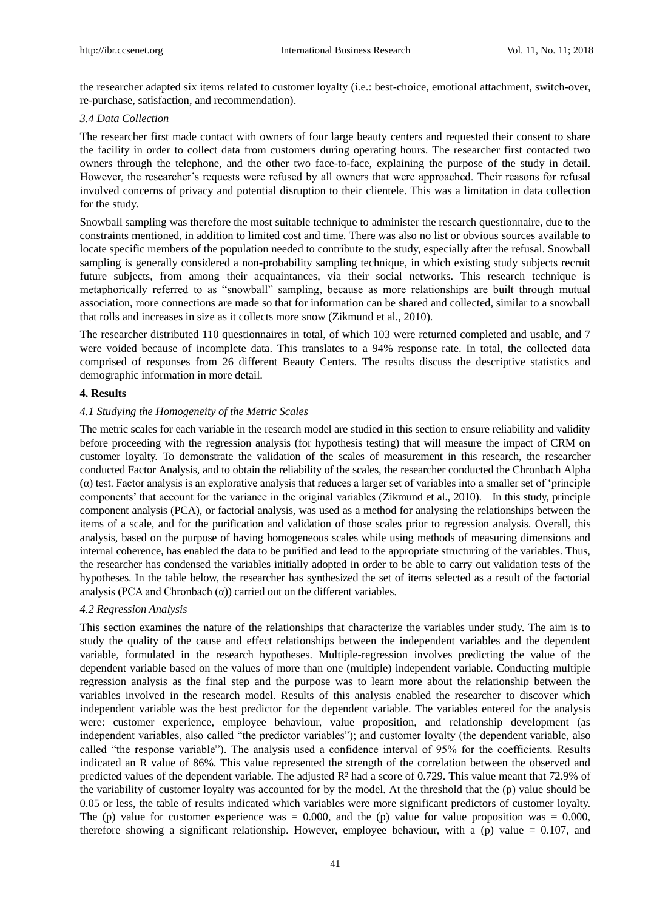the researcher adapted six items related to customer loyalty (i.e.: best-choice, emotional attachment, switch-over, re-purchase, satisfaction, and recommendation).

### *3.4 Data Collection*

The researcher first made contact with owners of four large beauty centers and requested their consent to share the facility in order to collect data from customers during operating hours. The researcher first contacted two owners through the telephone, and the other two face-to-face, explaining the purpose of the study in detail. However, the researcher's requests were refused by all owners that were approached. Their reasons for refusal involved concerns of privacy and potential disruption to their clientele. This was a limitation in data collection for the study.

Snowball sampling was therefore the most suitable technique to administer the research questionnaire, due to the constraints mentioned, in addition to limited cost and time. There was also no list or obvious sources available to locate specific members of the population needed to contribute to the study, especially after the refusal. Snowball sampling is generally considered a non-probability sampling technique, in which existing study subjects recruit future subjects, from among their acquaintances, via their social networks. This research technique is metaphorically referred to as "snowball" sampling, because as more relationships are built through mutual association, more connections are made so that for information can be shared and collected, similar to a snowball that rolls and increases in size as it collects more snow (Zikmund et al., 2010).

The researcher distributed 110 questionnaires in total, of which 103 were returned completed and usable, and 7 were voided because of incomplete data. This translates to a 94% response rate. In total, the collected data comprised of responses from 26 different Beauty Centers. The results discuss the descriptive statistics and demographic information in more detail.

## **4. Results**

### *4.1 Studying the Homogeneity of the Metric Scales*

The metric scales for each variable in the research model are studied in this section to ensure reliability and validity before proceeding with the regression analysis (for hypothesis testing) that will measure the impact of CRM on customer loyalty. To demonstrate the validation of the scales of measurement in this research, the researcher conducted Factor Analysis, and to obtain the reliability of the scales, the researcher conducted the Chronbach Alpha (α) test. Factor analysis is an explorative analysis that reduces a larger set of variables into a smaller set of 'principle components' that account for the variance in the original variables (Zikmund et al., 2010). In this study, principle component analysis (PCA), or factorial analysis, was used as a method for analysing the relationships between the items of a scale, and for the purification and validation of those scales prior to regression analysis. Overall, this analysis, based on the purpose of having homogeneous scales while using methods of measuring dimensions and internal coherence, has enabled the data to be purified and lead to the appropriate structuring of the variables. Thus, the researcher has condensed the variables initially adopted in order to be able to carry out validation tests of the hypotheses. In the table below, the researcher has synthesized the set of items selected as a result of the factorial analysis (PCA and Chronbach (α)) carried out on the different variables.

### *4.2 Regression Analysis*

This section examines the nature of the relationships that characterize the variables under study. The aim is to study the quality of the cause and effect relationships between the independent variables and the dependent variable, formulated in the research hypotheses. Multiple-regression involves predicting the value of the dependent variable based on the values of more than one (multiple) independent variable. Conducting multiple regression analysis as the final step and the purpose was to learn more about the relationship between the variables involved in the research model. Results of this analysis enabled the researcher to discover which independent variable was the best predictor for the dependent variable. The variables entered for the analysis were: customer experience, employee behaviour, value proposition, and relationship development (as independent variables, also called "the predictor variables"); and customer loyalty (the dependent variable, also called "the response variable"). The analysis used a confidence interval of 95% for the coefficients. Results indicated an R value of 86%. This value represented the strength of the correlation between the observed and predicted values of the dependent variable. The adjusted $R^2$ had a score of 0.729. This value meant that 72.9% of the variability of customer loyalty was accounted for by the model. At the threshold that the (p) value should be 0.05 or less, the table of results indicated which variables were more significant predictors of customer loyalty. The (p) value for customer experience was = 0.000, and the (p) value for value proposition was = 0.000, therefore showing a significant relationship. However, employee behaviour, with a (p) value = 0.107, and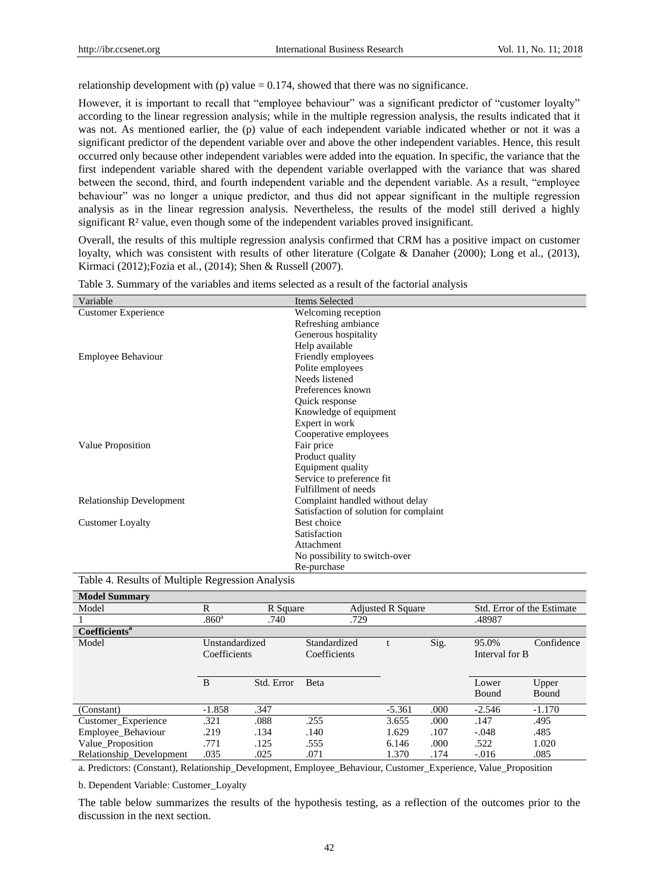relationship development with (p) value = 0.174, showed that there was no significance.

However, it is important to recall that "employee behaviour" was a significant predictor of "customer loyalty" according to the linear regression analysis; while in the multiple regression analysis, the results indicated that it was not. As mentioned earlier, the (p) value of each independent variable indicated whether or not it was a significant predictor of the dependent variable over and above the other independent variables. Hence, this result occurred only because other independent variables were added into the equation. In specific, the variance that the first independent variable shared with the dependent variable overlapped with the variance that was shared between the second, third, and fourth independent variable and the dependent variable. As a result, "employee behaviour" was no longer a unique predictor, and thus did not appear significant in the multiple regression analysis as in the linear regression analysis. Nevertheless, the results of the model still derived a highly significant $R^2$ value, even though some of the independent variables proved insignificant.

Overall, the results of this multiple regression analysis confirmed that CRM has a positive impact on customer loyalty, which was consistent with results of other literature (Colgate & Danaher (2000); Long et al., (2013), Kirmaci (2012);Fozia et al., (2014); Shen & Russell (2007).

Table 3. Summary of the variables and items selected as a result of the factorial analysis

| Variable | Items Selected |
|---|---|
| Customer Experience | Welcoming reception |
| | Refreshing ambiance |
| | Generous hospitality |
| | Help available |
| Employee Behaviour | Friendly employees |
| | Polite employees |
| | Needs listened |
| | Preferences known |
| | Quick response |
| | Knowledge of equipment |
| | Expert in work |
| | Cooperative employees |
| Value Proposition | Fair price |
| | Product quality |
| | Equipment quality |
| | Service to preference fit |
| | Fulfillment of needs |
| Relationship Development | Complaint handled without delay |
| | Satisfaction of solution for complaint |
| Customer Loyalty | Best choice |
| | Satisfaction |
| | Attachment |
| | No possibility to switch-over |
| | Re-purchase |

Table 4. Results of Multiple Regression Analysis

**Model Summary**

| Model | R | R Square | Adjusted R Square | Std. Error of the Estimate |
|---|---|---|---|---|
| 1 | .860[a] | .740 | .729 | .48987 |

**Coefficients[a]**

| Model | Unstandardized Coefficients | | Standardized Coefficients | t | Sig. | 95.0% Confidence Interval for B | |
|---|---|---|---|---|---|---|---|
| | B | Std. Error | Beta | | | Lower Bound | Upper Bound |
| (Constant) | -1.858 | .347 | | -5.361 | .000 | -2.546 | -1.170 |
| Customer_Experience | .321 | .088 | .255 | 3.655 | .000 | .147 | .495 |
| Employee_Behaviour | .219 | .134 | .140 | 1.629 | .107 | -.048 | .485 |
| Value_Proposition | .771 | .125 | .555 | 6.146 | .000 | .522 | 1.020 |
| Relationship_Development | .035 | .025 | .071 | 1.370 | .174 | -.016 | .085 |

a. Predictors: (Constant), Relationship_Development, Employee_Behaviour, Customer_Experience, Value_Proposition

b. Dependent Variable: Customer_Loyalty

The table below summarizes the results of the hypothesis testing, as a reflection of the outcomes prior to the discussion in the next section.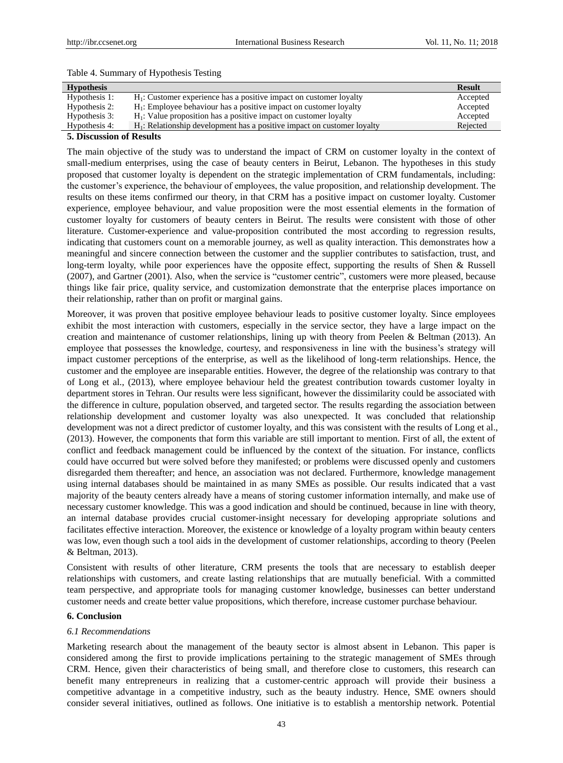Table 4. Summary of Hypothesis Testing

| Hypothesis | | Result |
|---|---|---|
| Hypothesis 1: | $H_1$: Customer experience has a positive impact on customer loyalty | Accepted |
| Hypothesis 2: | $H_1$: Employee behaviour has a positive impact on customer loyalty | Accepted |
| Hypothesis 3: | $H_1$: Value proposition has a positive impact on customer loyalty | Accepted |
| Hypothesis 4: | $H_1$: Relationship development has a positive impact on customer loyalty | Rejected |

## 5. Discussion of Results

The main objective of the study was to understand the impact of CRM on customer loyalty in the context of small-medium enterprises, using the case of beauty centers in Beirut, Lebanon. The hypotheses in this study proposed that customer loyalty is dependent on the strategic implementation of CRM fundamentals, including: the customer's experience, the behaviour of employees, the value proposition, and relationship development. The results on these items confirmed our theory, in that CRM has a positive impact on customer loyalty. Customer experience, employee behaviour, and value proposition were the most essential elements in the formation of customer loyalty for customers of beauty centers in Beirut. The results were consistent with those of other literature. Customer-experience and value-proposition contributed the most according to regression results, indicating that customers count on a memorable journey, as well as quality interaction. This demonstrates how a meaningful and sincere connection between the customer and the supplier contributes to satisfaction, trust, and long-term loyalty, while poor experiences have the opposite effect, supporting the results of Shen & Russell (2007), and Gartner (2001). Also, when the service is "customer centric", customers were more pleased, because things like fair price, quality service, and customization demonstrate that the enterprise places importance on their relationship, rather than on profit or marginal gains.

Moreover, it was proven that positive employee behaviour leads to positive customer loyalty. Since employees exhibit the most interaction with customers, especially in the service sector, they have a large impact on the creation and maintenance of customer relationships, lining up with theory from Peelen & Beltman (2013). An employee that possesses the knowledge, courtesy, and responsiveness in line with the business's strategy will impact customer perceptions of the enterprise, as well as the likelihood of long-term relationships. Hence, the customer and the employee are inseparable entities. However, the degree of the relationship was contrary to that of Long et al., (2013), where employee behaviour held the greatest contribution towards customer loyalty in department stores in Tehran. Our results were less significant, however the dissimilarity could be associated with the difference in culture, population observed, and targeted sector. The results regarding the association between relationship development and customer loyalty was also unexpected. It was concluded that relationship development was not a direct predictor of customer loyalty, and this was consistent with the results of Long et al., (2013). However, the components that form this variable are still important to mention. First of all, the extent of conflict and feedback management could be influenced by the context of the situation. For instance, conflicts could have occurred but were solved before they manifested; or problems were discussed openly and customers disregarded them thereafter; and hence, an association was not declared. Furthermore, knowledge management using internal databases should be maintained in as many SMEs as possible. Our results indicated that a vast majority of the beauty centers already have a means of storing customer information internally, and make use of necessary customer knowledge. This was a good indication and should be continued, because in line with theory, an internal database provides crucial customer-insight necessary for developing appropriate solutions and facilitates effective interaction. Moreover, the existence or knowledge of a loyalty program within beauty centers was low, even though such a tool aids in the development of customer relationships, according to theory (Peelen & Beltman, 2013).

Consistent with results of other literature, CRM presents the tools that are necessary to establish deeper relationships with customers, and create lasting relationships that are mutually beneficial. With a committed team perspective, and appropriate tools for managing customer knowledge, businesses can better understand customer needs and create better value propositions, which therefore, increase customer purchase behaviour.

## 6. Conclusion

### *6.1 Recommendations*

Marketing research about the management of the beauty sector is almost absent in Lebanon. This paper is considered among the first to provide implications pertaining to the strategic management of SMEs through CRM. Hence, given their characteristics of being small, and therefore close to customers, this research can benefit many entrepreneurs in realizing that a customer-centric approach will provide their business a competitive advantage in a competitive industry, such as the beauty industry. Hence, SME owners should consider several initiatives, outlined as follows. One initiative is to establish a mentorship network. Potential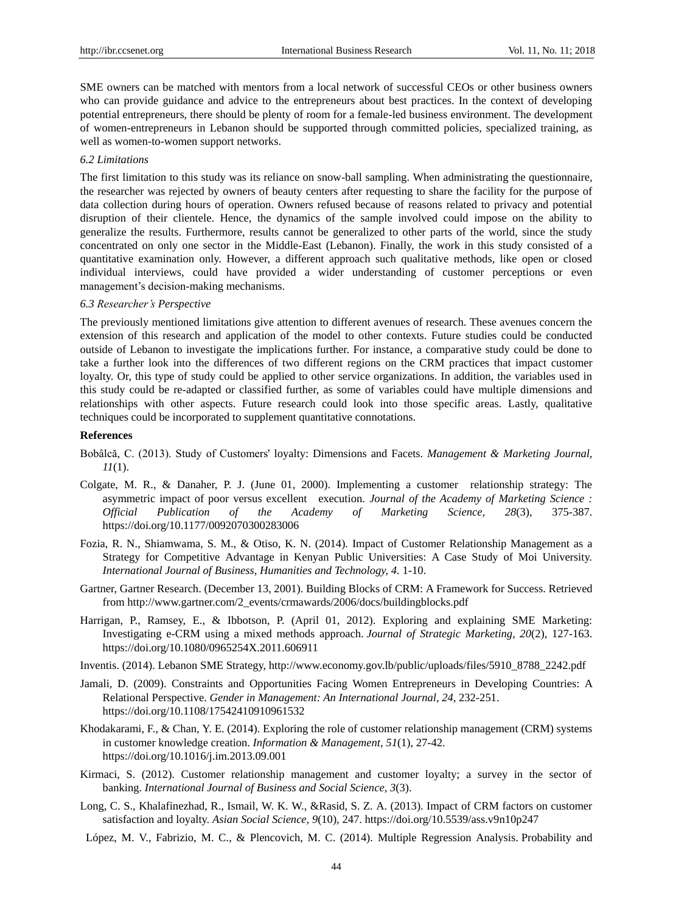SME owners can be matched with mentors from a local network of successful CEOs or other business owners who can provide guidance and advice to the entrepreneurs about best practices. In the context of developing potential entrepreneurs, there should be plenty of room for a female-led business environment. The development of women-entrepreneurs in Lebanon should be supported through committed policies, specialized training, as well as women-to-women support networks.

### *6.2 Limitations*

The first limitation to this study was its reliance on snow-ball sampling. When administrating the questionnaire, the researcher was rejected by owners of beauty centers after requesting to share the facility for the purpose of data collection during hours of operation. Owners refused because of reasons related to privacy and potential disruption of their clientele. Hence, the dynamics of the sample involved could impose on the ability to generalize the results. Furthermore, results cannot be generalized to other parts of the world, since the study concentrated on only one sector in the Middle-East (Lebanon). Finally, the work in this study consisted of a quantitative examination only. However, a different approach such qualitative methods, like open or closed individual interviews, could have provided a wider understanding of customer perceptions or even management's decision-making mechanisms.

### *6.3 Researcher's Perspective*

The previously mentioned limitations give attention to different avenues of research. These avenues concern the extension of this research and application of the model to other contexts. Future studies could be conducted outside of Lebanon to investigate the implications further. For instance, a comparative study could be done to take a further look into the differences of two different regions on the CRM practices that impact customer loyalty. Or, this type of study could be applied to other service organizations. In addition, the variables used in this study could be re-adapted or classified further, as some of variables could have multiple dimensions and relationships with other aspects. Future research could look into those specific areas. Lastly, qualitative techniques could be incorporated to supplement quantitative connotations.

## References

Bobâlcă, C. (2013). Study of Customers' loyalty: Dimensions and Facets. *Management & Marketing Journal, 11*(1).

Colgate, M. R., & Danaher, P. J. (June 01, 2000). Implementing a customer relationship strategy: The asymmetric impact of poor versus excellent execution. *Journal of the Academy of Marketing Science : Official Publication of the Academy of Marketing Science, 28*(3), 375-387. https://doi.org/10.1177/0092070300283006

Fozia, R. N., Shiamwama, S. M., & Otiso, K. N. (2014). Impact of Customer Relationship Management as a Strategy for Competitive Advantage in Kenyan Public Universities: A Case Study of Moi University. *International Journal of Business, Humanities and Technology, 4*. 1-10.

Gartner, Gartner Research. (December 13, 2001). Building Blocks of CRM: A Framework for Success. Retrieved from http://www.gartner.com/2_events/crmawards/2006/docs/buildingblocks.pdf

Harrigan, P., Ramsey, E., & Ibbotson, P. (April 01, 2012). Exploring and explaining SME Marketing: Investigating e-CRM using a mixed methods approach. *Journal of Strategic Marketing, 20*(2), 127-163. https://doi.org/10.1080/0965254X.2011.606911

Inventis. (2014). Lebanon SME Strategy, http://www.economy.gov.lb/public/uploads/files/5910_8788_2242.pdf

Jamali, D. (2009). Constraints and Opportunities Facing Women Entrepreneurs in Developing Countries: A Relational Perspective. *Gender in Management: An International Journal, 24*, 232-251. https://doi.org/10.1108/17542410910961532

Khodakarami, F., & Chan, Y. E. (2014). Exploring the role of customer relationship management (CRM) systems in customer knowledge creation. *Information & Management, 51*(1), 27-42. https://doi.org/10.1016/j.im.2013.09.001

Kirmaci, S. (2012). Customer relationship management and customer loyalty; a survey in the sector of banking. *International Journal of Business and Social Science, 3*(3).

Long, C. S., Khalafinezhad, R., Ismail, W. K. W., &Rasid, S. Z. A. (2013). Impact of CRM factors on customer satisfaction and loyalty. *Asian Social Science, 9*(10), 247. https://doi.org/10.5539/ass.v9n10p247

López, M. V., Fabrizio, M. C., & Plencovich, M. C. (2014). Multiple Regression Analysis. Probability and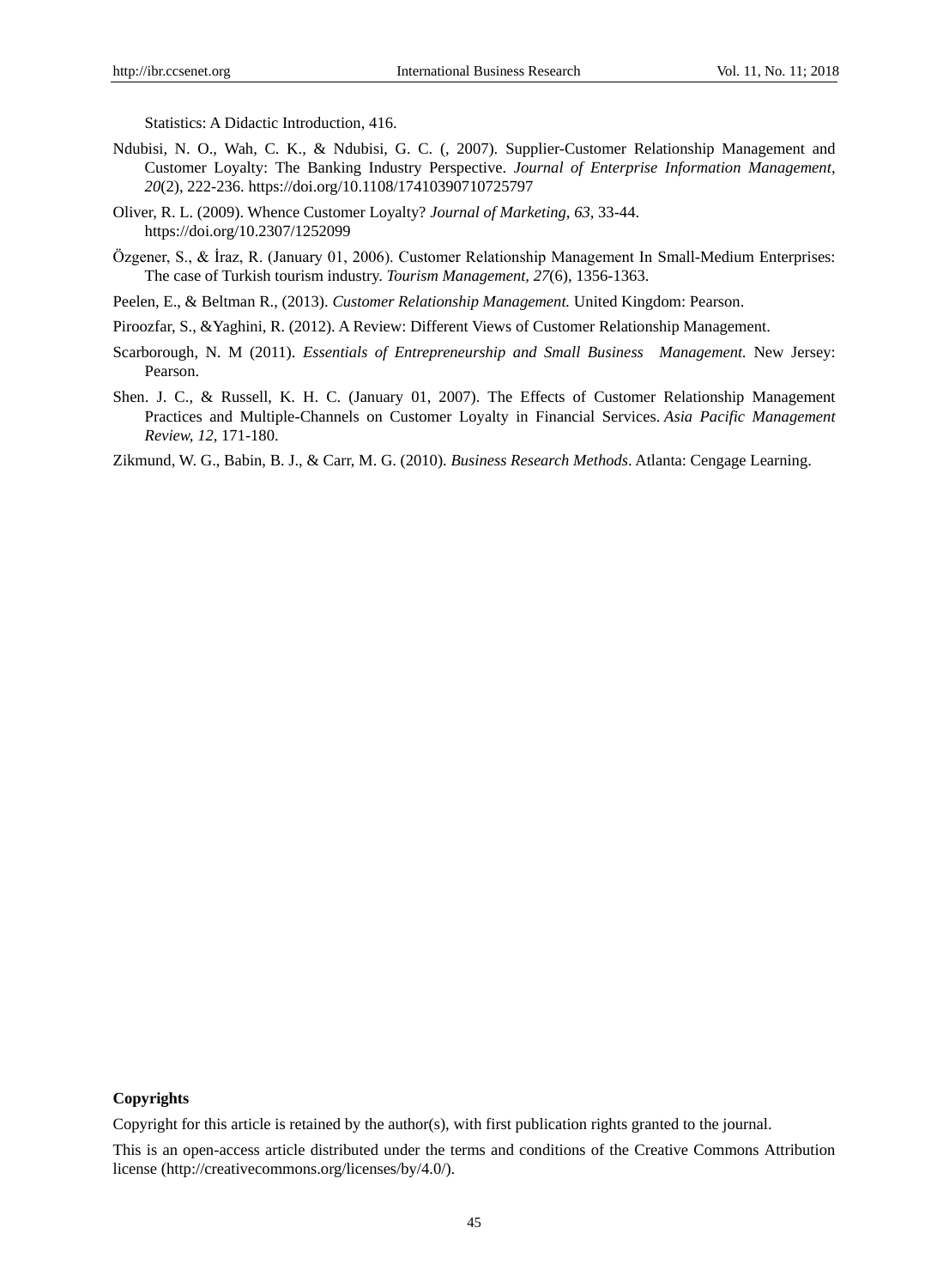Statistics: A Didactic Introduction, 416.

Ndubisi, N. O., Wah, C. K., & Ndubisi, G. C. (, 2007). Supplier-Customer Relationship Management and Customer Loyalty: The Banking Industry Perspective. *Journal of Enterprise Information Management, 20*(2), 222-236. https://doi.org/10.1108/17410390710725797

Oliver, R. L. (2009). Whence Customer Loyalty? *Journal of Marketing, 63,* 33-44. https://doi.org/10.2307/1252099

Özgener, S., & İraz, R. (January 01, 2006). Customer Relationship Management In Small-Medium Enterprises: The case of Turkish tourism industry. *Tourism Management, 27*(6), 1356-1363.

Peelen, E., & Beltman R., (2013). *Customer Relationship Management.* United Kingdom: Pearson.

Piroozfar, S., &Yaghini, R. (2012). A Review: Different Views of Customer Relationship Management.

Scarborough, N. M (2011). *Essentials of Entrepreneurship and Small Business Management.* New Jersey: Pearson.

Shen. J. C., & Russell, K. H. C. (January 01, 2007). The Effects of Customer Relationship Management Practices and Multiple-Channels on Customer Loyalty in Financial Services. *Asia Pacific Management Review, 12,* 171-180.

Zikmund, W. G., Babin, B. J., & Carr, M. G. (2010). *Business Research Methods*. Atlanta: Cengage Learning.

**Copyrights**

Copyright for this article is retained by the author(s), with first publication rights granted to the journal.

This is an open-access article distributed under the terms and conditions of the Creative Commons Attribution license (http://creativecommons.org/licenses/by/4.0/).